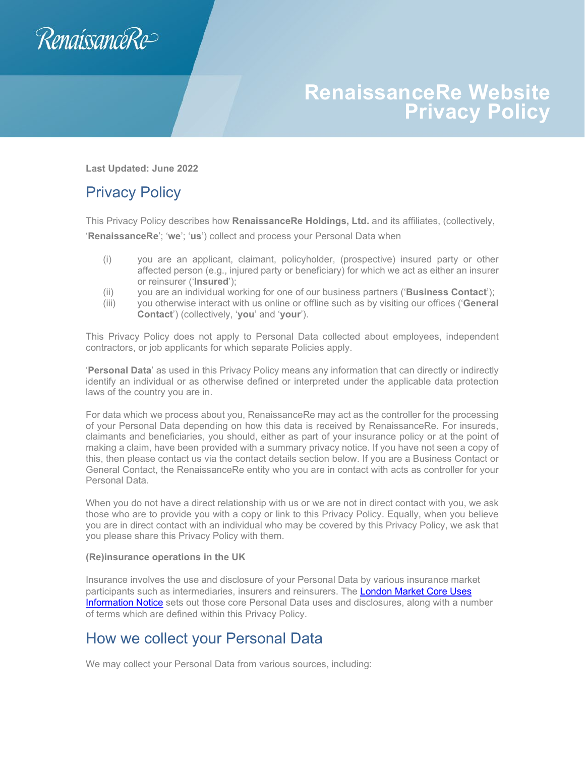RenaissanceRe

# RenaissanceRe Website Privacy Policy

**Last Updated: June 2022**

## Privacy Policy

This Privacy Policy describes how **RenaissanceRe Holdings, Ltd.** and its affiliates, (collectively, '**RenaissanceRe**'; '**we**'; '**us**') collect and process your Personal Data when

- (i) you are an applicant, claimant, policyholder, (prospective) insured party or other affected person (e.g., injured party or beneficiary) for which we act as either an insurer or reinsurer ('**Insured**');
- (ii) you are an individual working for one of our business partners ('**Business Contact**');
- (iii) you otherwise interact with us online or offline such as by visiting our offices ('**General Contact**') (collectively, '**you**' and '**your**').

This Privacy Policy does not apply to Personal Data collected about employees, independent contractors, or job applicants for which separate Policies apply.

'**Personal Data**' as used in this Privacy Policy means any information that can directly or indirectly identify an individual or as otherwise defined or interpreted under the applicable data protection laws of the country you are in.

For data which we process about you, RenaissanceRe may act as the controller for the processing of your Personal Data depending on how this data is received by RenaissanceRe. For insureds, claimants and beneficiaries, you should, either as part of your insurance policy or at the point of making a claim, have been provided with a summary privacy notice. If you have not seen a copy of this, then please contact us via the contact details section below. If you are a Business Contact or General Contact, the RenaissanceRe entity who you are in contact with acts as controller for your Personal Data.

When you do not have a direct relationship with us or we are not in direct contact with you, we ask those who are to provide you with a copy or link to this Privacy Policy. Equally, when you believe you are in direct contact with an individual who may be covered by this Privacy Policy, we ask that you please share this Privacy Policy with them.

**(Re)insurance operations in the UK**

Insurance involves the use and disclosure of your Personal Data by various insurance market participants such as intermediaries, insurers and reinsurers. The London Market Core Uses Information Notice sets out those core Personal Data uses and disclosures, along with a number of terms which are defined within this Privacy Policy.

## How we collect your Personal Data

We may collect your Personal Data from various sources, including: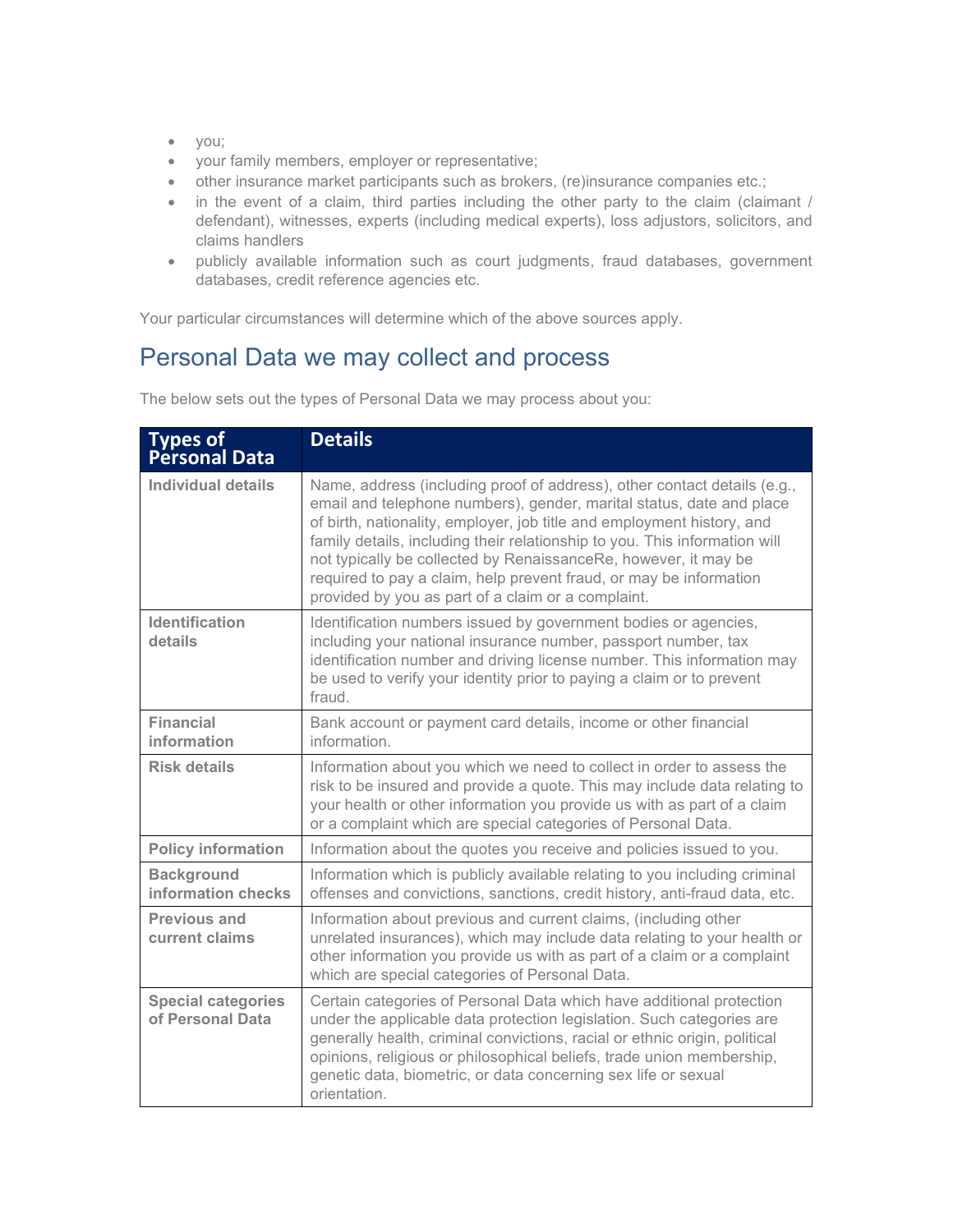- you;
- your family members, employer or representative;
- other insurance market participants such as brokers, (re)insurance companies etc.;
- in the event of a claim, third parties including the other party to the claim (claimant / defendant), witnesses, experts (including medical experts), loss adjustors, solicitors, and claims handlers
- publicly available information such as court judgments, fraud databases, government databases, credit reference agencies etc.

Your particular circumstances will determine which of the above sources apply.

## Personal Data we may collect and process

The below sets out the types of Personal Data we may process about you:

| Types of Personal Data | Details |
| --- | --- |
| **Individual details** | Name, address (including proof of address), other contact details (e.g., email and telephone numbers), gender, marital status, date and place of birth, nationality, employer, job title and employment history, and family details, including their relationship to you. This information will not typically be collected by RenaissanceRe, however, it may be required to pay a claim, help prevent fraud, or may be information provided by you as part of a claim or a complaint. |
| **Identification details** | Identification numbers issued by government bodies or agencies, including your national insurance number, passport number, tax identification number and driving license number. This information may be used to verify your identity prior to paying a claim or to prevent fraud. |
| **Financial information** | Bank account or payment card details, income or other financial information. |
| **Risk details** | Information about you which we need to collect in order to assess the risk to be insured and provide a quote. This may include data relating to your health or other information you provide us with as part of a claim or a complaint which are special categories of Personal Data. |
| **Policy information** | Information about the quotes you receive and policies issued to you. |
| **Background information checks** | Information which is publicly available relating to you including criminal offenses and convictions, sanctions, credit history, anti-fraud data, etc. |
| **Previous and current claims** | Information about previous and current claims, (including other unrelated insurances), which may include data relating to your health or other information you provide us with as part of a claim or a complaint which are special categories of Personal Data. |
| **Special categories of Personal Data** | Certain categories of Personal Data which have additional protection under the applicable data protection legislation. Such categories are generally health, criminal convictions, racial or ethnic origin, political opinions, religious or philosophical beliefs, trade union membership, genetic data, biometric, or data concerning sex life or sexual orientation. |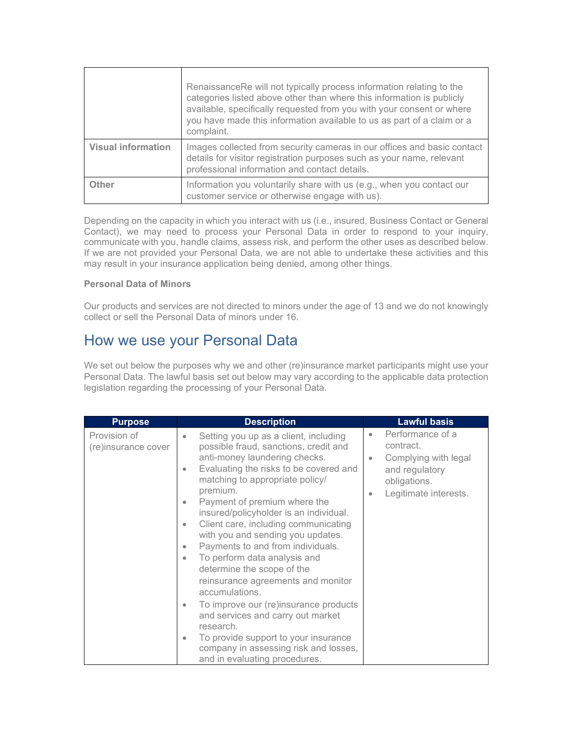| | |
|---|---|
| | RenaissanceRe will not typically process information relating to the categories listed above other than where this information is publicly available, specifically requested from you with your consent or where you have made this information available to us as part of a claim or a complaint. |
| **Visual information** | Images collected from security cameras in our offices and basic contact details for visitor registration purposes such as your name, relevant professional information and contact details. |
| **Other** | Information you voluntarily share with us (e.g., when you contact our customer service or otherwise engage with us). |

Depending on the capacity in which you interact with us (i.e., insured, Business Contact or General Contact), we may need to process your Personal Data in order to respond to your inquiry, communicate with you, handle claims, assess risk, and perform the other uses as described below. If we are not provided your Personal Data, we are not able to undertake these activities and this may result in your insurance application being denied, among other things.

**Personal Data of Minors**

Our products and services are not directed to minors under the age of 13 and we do not knowingly collect or sell the Personal Data of minors under 16.

## How we use your Personal Data

We set out below the purposes why we and other (re)insurance market participants might use your Personal Data. The lawful basis set out below may vary according to the applicable data protection legislation regarding the processing of your Personal Data.

| Purpose | Description | Lawful basis |
|---|---|---|
| Provision of (re)insurance cover | • Setting you up as a client, including possible fraud, sanctions, credit and anti-money laundering checks.<br>• Evaluating the risks to be covered and matching to appropriate policy/ premium.<br>• Payment of premium where the insured/policyholder is an individual.<br>• Client care, including communicating with you and sending you updates.<br>• Payments to and from individuals.<br>• To perform data analysis and determine the scope of the reinsurance agreements and monitor accumulations.<br>• To improve our (re)insurance products and services and carry out market research.<br>• To provide support to your insurance company in assessing risk and losses, and in evaluating procedures. | • Performance of a contract.<br>• Complying with legal and regulatory obligations.<br>• Legitimate interests. |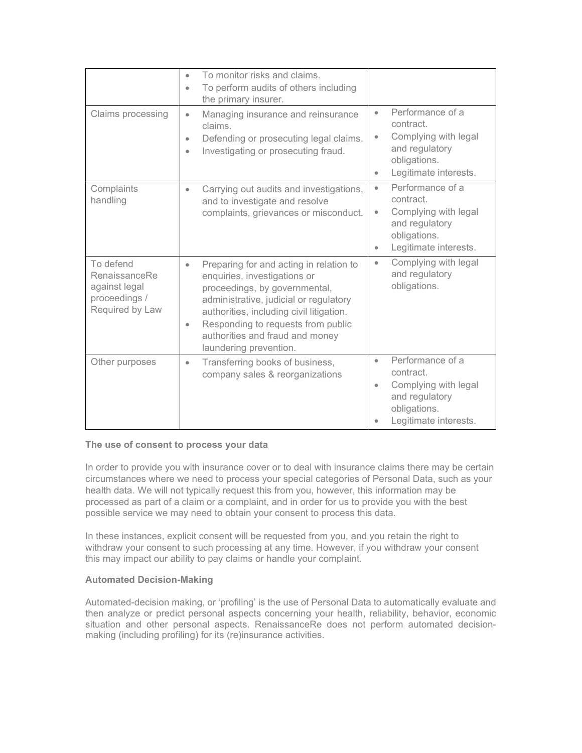| | | |
|---|---|---|
| | • To monitor risks and claims.<br>• To perform audits of others including the primary insurer. | |
| Claims processing | • Managing insurance and reinsurance claims.<br>• Defending or prosecuting legal claims.<br>• Investigating or prosecuting fraud. | • Performance of a contract.<br>• Complying with legal and regulatory obligations.<br>• Legitimate interests. |
| Complaints handling | • Carrying out audits and investigations, and to investigate and resolve complaints, grievances or misconduct. | • Performance of a contract.<br>• Complying with legal and regulatory obligations.<br>• Legitimate interests. |
| To defend RenaissanceRe against legal proceedings / Required by Law | • Preparing for and acting in relation to enquiries, investigations or proceedings, by governmental, administrative, judicial or regulatory authorities, including civil litigation.<br>• Responding to requests from public authorities and fraud and money laundering prevention. | • Complying with legal and regulatory obligations. |
| Other purposes | • Transferring books of business, company sales & reorganizations | • Performance of a contract.<br>• Complying with legal and regulatory obligations.<br>• Legitimate interests. |

**The use of consent to process your data**

In order to provide you with insurance cover or to deal with insurance claims there may be certain circumstances where we need to process your special categories of Personal Data, such as your health data. We will not typically request this from you, however, this information may be processed as part of a claim or a complaint, and in order for us to provide you with the best possible service we may need to obtain your consent to process this data.

In these instances, explicit consent will be requested from you, and you retain the right to withdraw your consent to such processing at any time. However, if you withdraw your consent this may impact our ability to pay claims or handle your complaint.

**Automated Decision-Making**

Automated-decision making, or 'profiling' is the use of Personal Data to automatically evaluate and then analyze or predict personal aspects concerning your health, reliability, behavior, economic situation and other personal aspects. RenaissanceRe does not perform automated decision-making (including profiling) for its (re)insurance activities.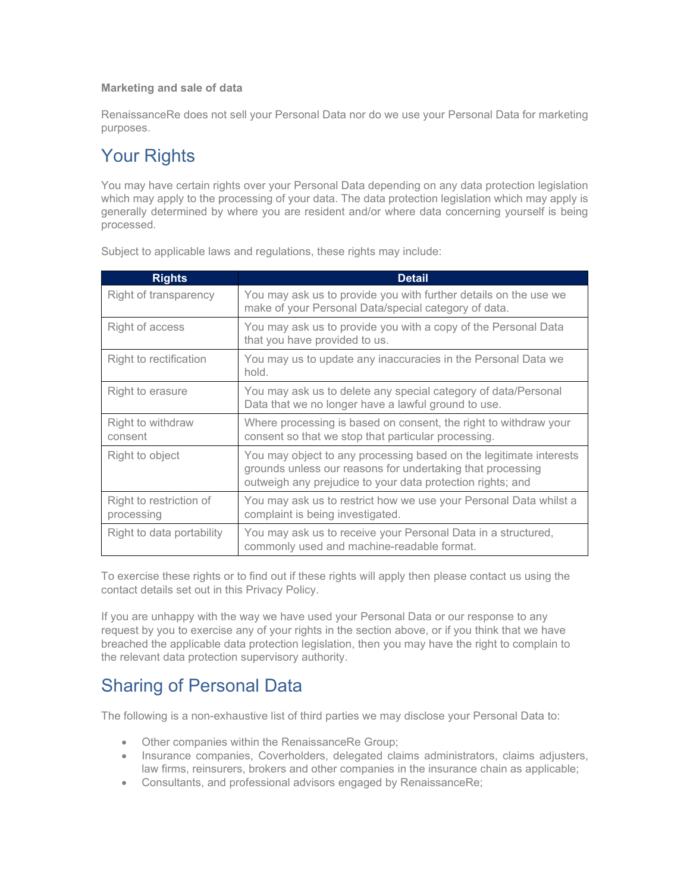**Marketing and sale of data**

RenaissanceRe does not sell your Personal Data nor do we use your Personal Data for marketing purposes.

# Your Rights

You may have certain rights over your Personal Data depending on any data protection legislation which may apply to the processing of your data. The data protection legislation which may apply is generally determined by where you are resident and/or where data concerning yourself is being processed.

Subject to applicable laws and regulations, these rights may include:

| Rights | Detail |
|---|---|
| Right of transparency | You may ask us to provide you with further details on the use we make of your Personal Data/special category of data. |
| Right of access | You may ask us to provide you with a copy of the Personal Data that you have provided to us. |
| Right to rectification | You may us to update any inaccuracies in the Personal Data we hold. |
| Right to erasure | You may ask us to delete any special category of data/Personal Data that we no longer have a lawful ground to use. |
| Right to withdraw consent | Where processing is based on consent, the right to withdraw your consent so that we stop that particular processing. |
| Right to object | You may object to any processing based on the legitimate interests grounds unless our reasons for undertaking that processing outweigh any prejudice to your data protection rights; and |
| Right to restriction of processing | You may ask us to restrict how we use your Personal Data whilst a complaint is being investigated. |
| Right to data portability | You may ask us to receive your Personal Data in a structured, commonly used and machine-readable format. |

To exercise these rights or to find out if these rights will apply then please contact us using the contact details set out in this Privacy Policy.

If you are unhappy with the way we have used your Personal Data or our response to any request by you to exercise any of your rights in the section above, or if you think that we have breached the applicable data protection legislation, then you may have the right to complain to the relevant data protection supervisory authority.

# Sharing of Personal Data

The following is a non-exhaustive list of third parties we may disclose your Personal Data to:

- Other companies within the RenaissanceRe Group;
- Insurance companies, Coverholders, delegated claims administrators, claims adjusters, law firms, reinsurers, brokers and other companies in the insurance chain as applicable;
- Consultants, and professional advisors engaged by RenaissanceRe;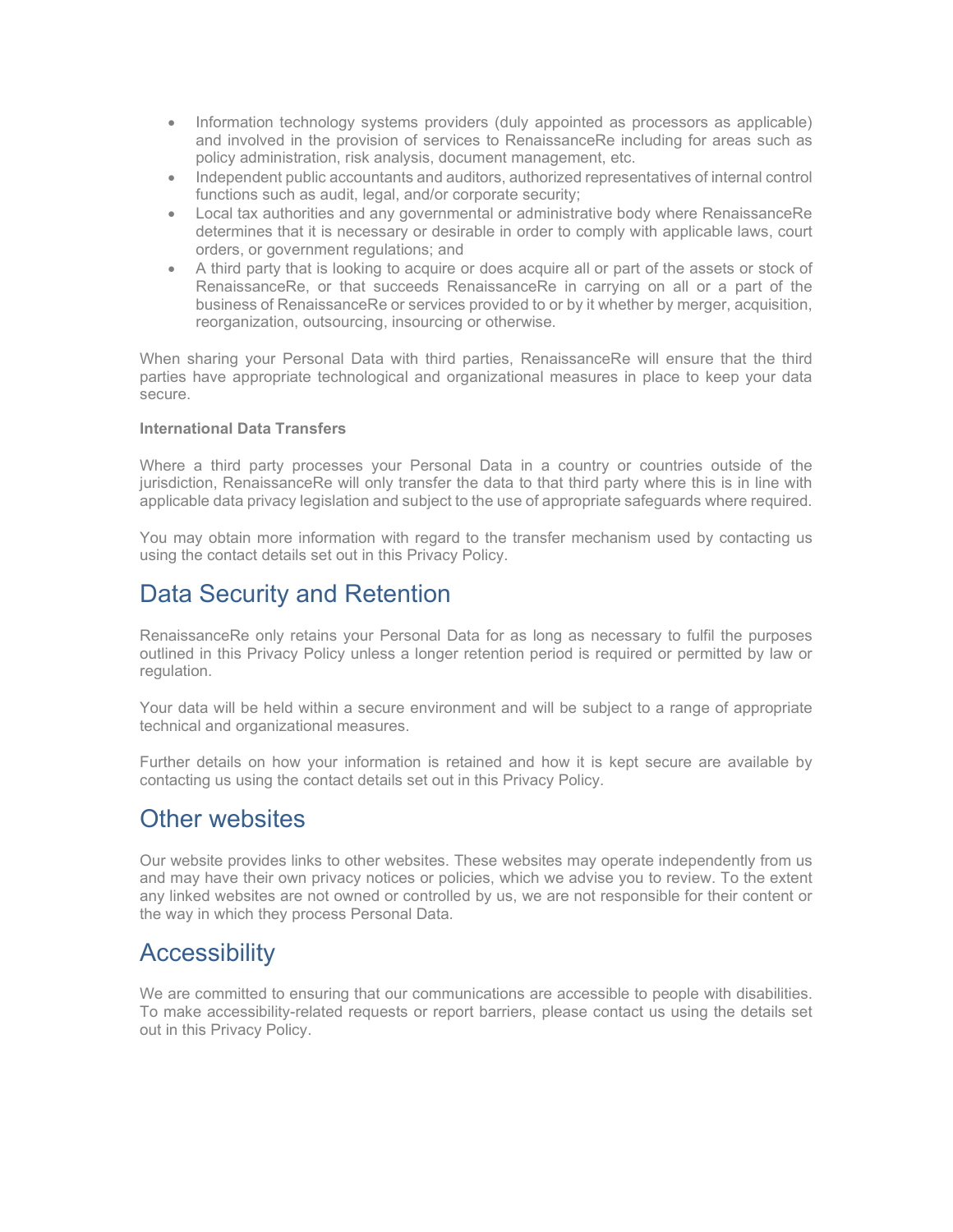- Information technology systems providers (duly appointed as processors as applicable) and involved in the provision of services to RenaissanceRe including for areas such as policy administration, risk analysis, document management, etc.
- Independent public accountants and auditors, authorized representatives of internal control functions such as audit, legal, and/or corporate security;
- Local tax authorities and any governmental or administrative body where RenaissanceRe determines that it is necessary or desirable in order to comply with applicable laws, court orders, or government regulations; and
- A third party that is looking to acquire or does acquire all or part of the assets or stock of RenaissanceRe, or that succeeds RenaissanceRe in carrying on all or a part of the business of RenaissanceRe or services provided to or by it whether by merger, acquisition, reorganization, outsourcing, insourcing or otherwise.

When sharing your Personal Data with third parties, RenaissanceRe will ensure that the third parties have appropriate technological and organizational measures in place to keep your data secure.

**International Data Transfers**

Where a third party processes your Personal Data in a country or countries outside of the jurisdiction, RenaissanceRe will only transfer the data to that third party where this is in line with applicable data privacy legislation and subject to the use of appropriate safeguards where required.

You may obtain more information with regard to the transfer mechanism used by contacting us using the contact details set out in this Privacy Policy.

## Data Security and Retention

RenaissanceRe only retains your Personal Data for as long as necessary to fulfil the purposes outlined in this Privacy Policy unless a longer retention period is required or permitted by law or regulation.

Your data will be held within a secure environment and will be subject to a range of appropriate technical and organizational measures.

Further details on how your information is retained and how it is kept secure are available by contacting us using the contact details set out in this Privacy Policy.

## Other websites

Our website provides links to other websites. These websites may operate independently from us and may have their own privacy notices or policies, which we advise you to review. To the extent any linked websites are not owned or controlled by us, we are not responsible for their content or the way in which they process Personal Data.

## Accessibility

We are committed to ensuring that our communications are accessible to people with disabilities. To make accessibility-related requests or report barriers, please contact us using the details set out in this Privacy Policy.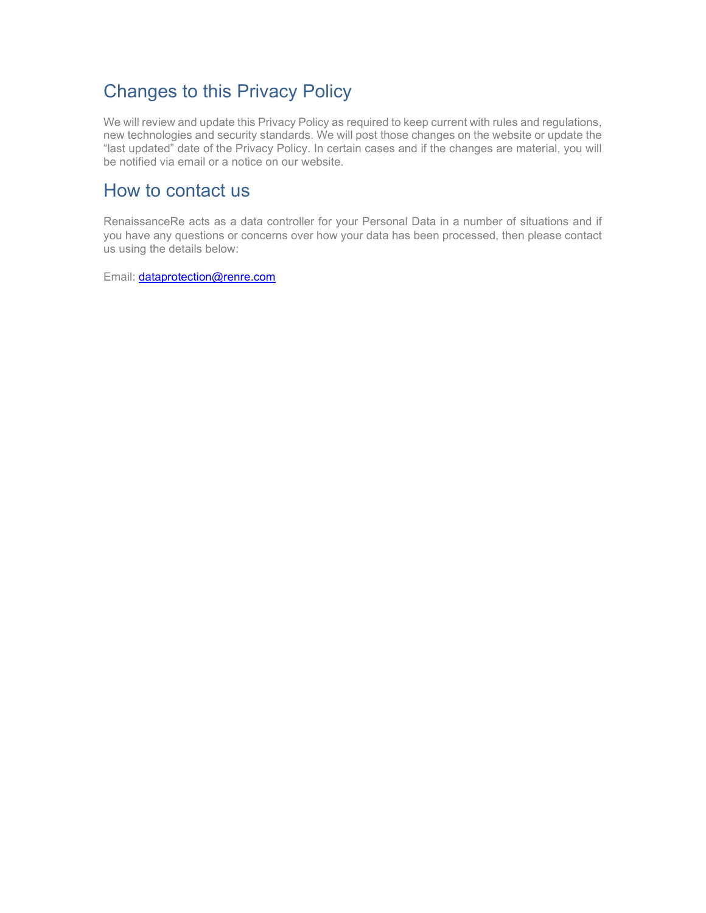## Changes to this Privacy Policy

We will review and update this Privacy Policy as required to keep current with rules and regulations, new technologies and security standards. We will post those changes on the website or update the "last updated" date of the Privacy Policy. In certain cases and if the changes are material, you will be notified via email or a notice on our website.

## How to contact us

RenaissanceRe acts as a data controller for your Personal Data in a number of situations and if you have any questions or concerns over how your data has been processed, then please contact us using the details below:

Email: dataprotection@renre.com